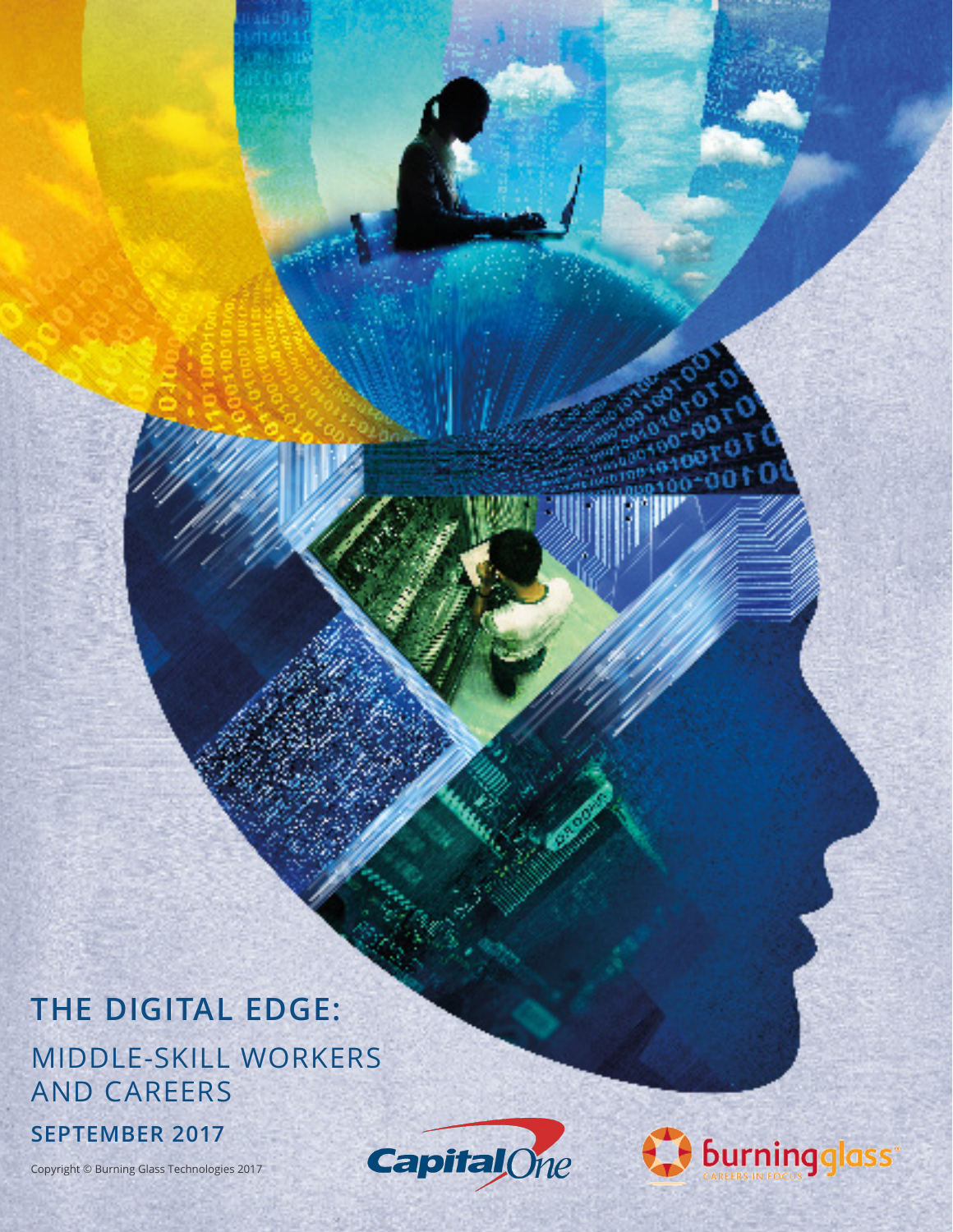# THE DIGITAL EDGE:

## MIDDLE-SKILL WORKERS AND CAREERS

**SEPTEMBER 2017**

Copyright © Burning Glass Technologies 2017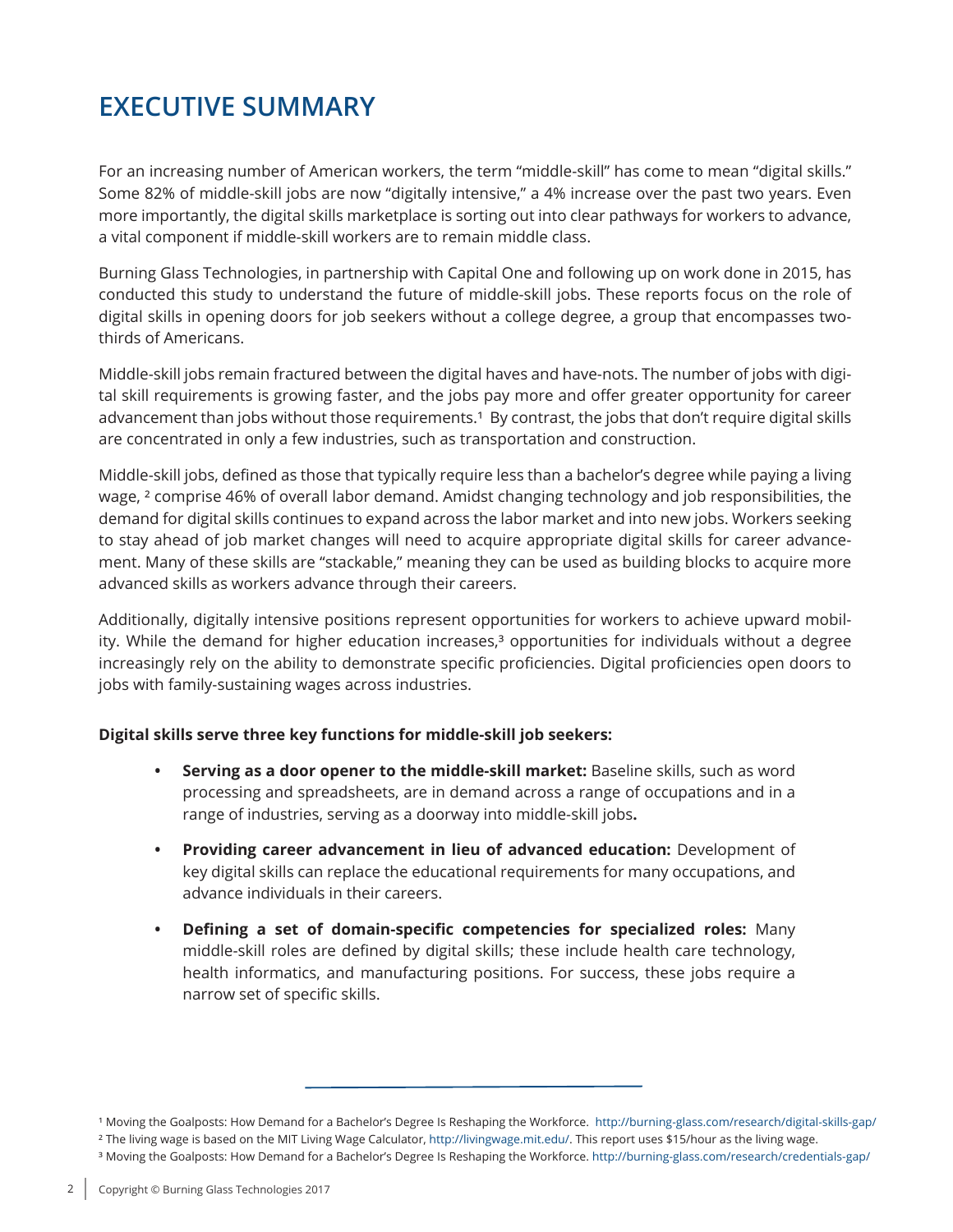# EXECUTIVE SUMMARY

For an increasing number of American workers, the term "middle-skill" has come to mean "digital skills." Some 82% of middle-skill jobs are now "digitally intensive," a 4% increase over the past two years. Even more importantly, the digital skills marketplace is sorting out into clear pathways for workers to advance, a vital component if middle-skill workers are to remain middle class.

Burning Glass Technologies, in partnership with Capital One and following up on work done in 2015, has conducted this study to understand the future of middle-skill jobs. These reports focus on the role of digital skills in opening doors for job seekers without a college degree, a group that encompasses two-thirds of Americans.

Middle-skill jobs remain fractured between the digital haves and have-nots. The number of jobs with digital skill requirements is growing faster, and the jobs pay more and offer greater opportunity for career advancement than jobs without those requirements.[1] By contrast, the jobs that don't require digital skills are concentrated in only a few industries, such as transportation and construction.

Middle-skill jobs, defined as those that typically require less than a bachelor's degree while paying a living wage, [2] comprise 46% of overall labor demand. Amidst changing technology and job responsibilities, the demand for digital skills continues to expand across the labor market and into new jobs. Workers seeking to stay ahead of job market changes will need to acquire appropriate digital skills for career advancement. Many of these skills are "stackable," meaning they can be used as building blocks to acquire more advanced skills as workers advance through their careers.

Additionally, digitally intensive positions represent opportunities for workers to achieve upward mobility. While the demand for higher education increases,[3] opportunities for individuals without a degree increasingly rely on the ability to demonstrate specific proficiencies. Digital proficiencies open doors to jobs with family-sustaining wages across industries.

**Digital skills serve three key functions for middle-skill job seekers:**

- **Serving as a door opener to the middle-skill market:** Baseline skills, such as word processing and spreadsheets, are in demand across a range of occupations and in a range of industries, serving as a doorway into middle-skill jobs**.**
- **Providing career advancement in lieu of advanced education:** Development of key digital skills can replace the educational requirements for many occupations, and advance individuals in their careers.
- **Defining a set of domain-specific competencies for specialized roles:** Many middle-skill roles are defined by digital skills; these include health care technology, health informatics, and manufacturing positions. For success, these jobs require a narrow set of specific skills.

---

[1] Moving the Goalposts: How Demand for a Bachelor's Degree Is Reshaping the Workforce. http://burning-glass.com/research/digital-skills-gap/

[2] The living wage is based on the MIT Living Wage Calculator, http://livingwage.mit.edu/. This report uses $15/hour as the living wage.

[3] Moving the Goalposts: How Demand for a Bachelor's Degree Is Reshaping the Workforce. http://burning-glass.com/research/credentials-gap/

Copyright © Burning Glass Technologies 2017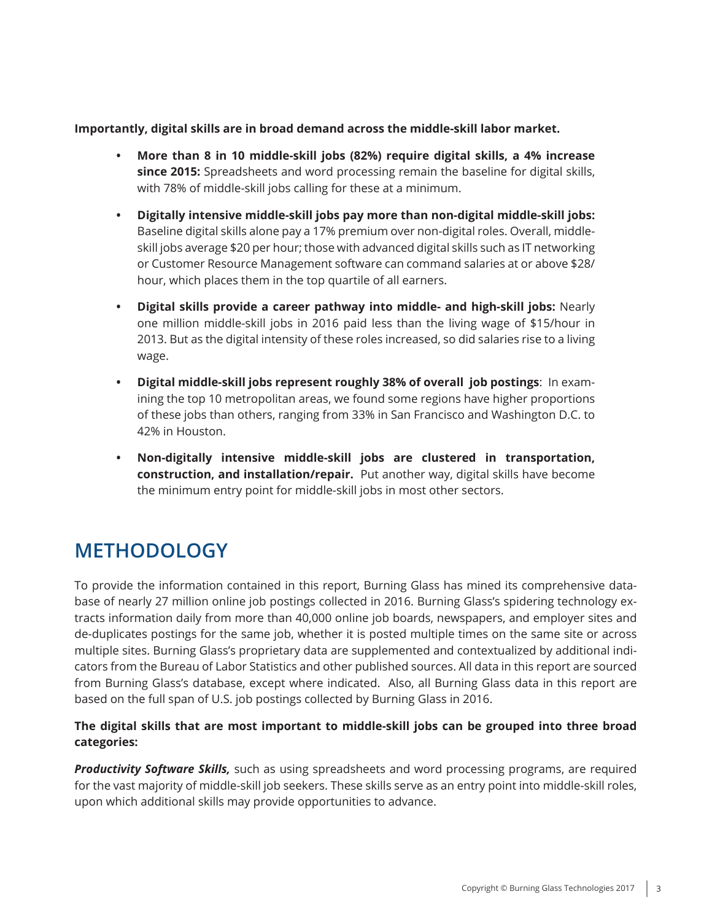**Importantly, digital skills are in broad demand across the middle-skill labor market.**

- **More than 8 in 10 middle-skill jobs (82%) require digital skills, a 4% increase since 2015:** Spreadsheets and word processing remain the baseline for digital skills, with 78% of middle-skill jobs calling for these at a minimum.
- **Digitally intensive middle-skill jobs pay more than non-digital middle-skill jobs:** Baseline digital skills alone pay a 17% premium over non-digital roles. Overall, middle-skill jobs average $20 per hour; those with advanced digital skills such as IT networking or Customer Resource Management software can command salaries at or above $28/hour, which places them in the top quartile of all earners.
- **Digital skills provide a career pathway into middle- and high-skill jobs:** Nearly one million middle-skill jobs in 2016 paid less than the living wage of $15/hour in 2013. But as the digital intensity of these roles increased, so did salaries rise to a living wage.
- **Digital middle-skill jobs represent roughly 38% of overall job postings**: In examining the top 10 metropolitan areas, we found some regions have higher proportions of these jobs than others, ranging from 33% in San Francisco and Washington D.C. to 42% in Houston.
- **Non-digitally intensive middle-skill jobs are clustered in transportation, construction, and installation/repair.** Put another way, digital skills have become the minimum entry point for middle-skill jobs in most other sectors.

## METHODOLOGY

To provide the information contained in this report, Burning Glass has mined its comprehensive database of nearly 27 million online job postings collected in 2016. Burning Glass's spidering technology extracts information daily from more than 40,000 online job boards, newspapers, and employer sites and de-duplicates postings for the same job, whether it is posted multiple times on the same site or across multiple sites. Burning Glass's proprietary data are supplemented and contextualized by additional indicators from the Bureau of Labor Statistics and other published sources. All data in this report are sourced from Burning Glass's database, except where indicated. Also, all Burning Glass data in this report are based on the full span of U.S. job postings collected by Burning Glass in 2016.

**The digital skills that are most important to middle-skill jobs can be grouped into three broad categories:**

***Productivity Software Skills,*** such as using spreadsheets and word processing programs, are required for the vast majority of middle-skill job seekers. These skills serve as an entry point into middle-skill roles, upon which additional skills may provide opportunities to advance.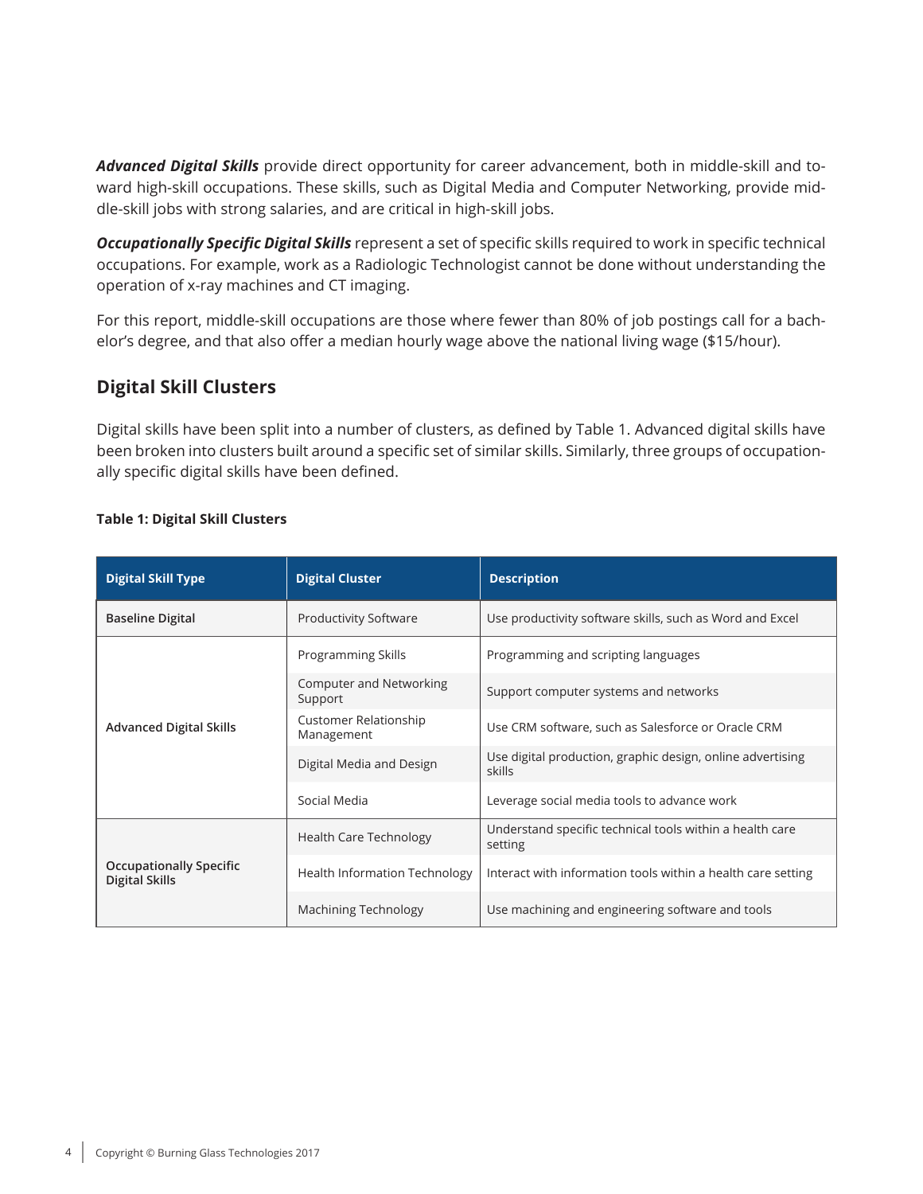***Advanced Digital Skills*** provide direct opportunity for career advancement, both in middle-skill and toward high-skill occupations. These skills, such as Digital Media and Computer Networking, provide middle-skill jobs with strong salaries, and are critical in high-skill jobs.

***Occupationally Specific Digital Skills*** represent a set of specific skills required to work in specific technical occupations. For example, work as a Radiologic Technologist cannot be done without understanding the operation of x-ray machines and CT imaging.

For this report, middle-skill occupations are those where fewer than 80% of job postings call for a bachelor's degree, and that also offer a median hourly wage above the national living wage ($15/hour).

## Digital Skill Clusters

Digital skills have been split into a number of clusters, as defined by Table 1. Advanced digital skills have been broken into clusters built around a specific set of similar skills. Similarly, three groups of occupationally specific digital skills have been defined.

**Table 1: Digital Skill Clusters**

| Digital Skill Type | Digital Cluster | Description |
|---|---|---|
| **Baseline Digital** | Productivity Software | Use productivity software skills, such as Word and Excel |
| **Advanced Digital Skills** | Programming Skills | Programming and scripting languages |
| | Computer and Networking Support | Support computer systems and networks |
| | Customer Relationship Management | Use CRM software, such as Salesforce or Oracle CRM |
| | Digital Media and Design | Use digital production, graphic design, online advertising skills |
| | Social Media | Leverage social media tools to advance work |
| **Occupationally Specific Digital Skills** | Health Care Technology | Understand specific technical tools within a health care setting |
| | Health Information Technology | Interact with information tools within a health care setting |
| | Machining Technology | Use machining and engineering software and tools |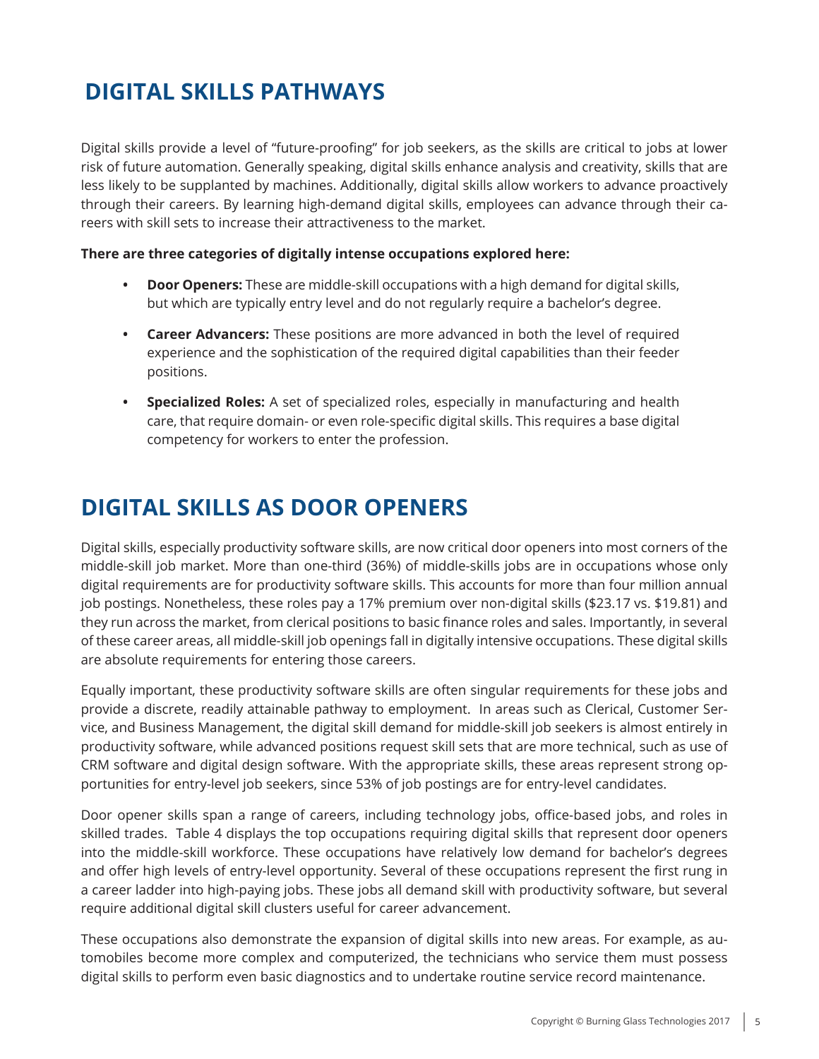# DIGITAL SKILLS PATHWAYS

Digital skills provide a level of "future-proofing" for job seekers, as the skills are critical to jobs at lower risk of future automation. Generally speaking, digital skills enhance analysis and creativity, skills that are less likely to be supplanted by machines. Additionally, digital skills allow workers to advance proactively through their careers. By learning high-demand digital skills, employees can advance through their careers with skill sets to increase their attractiveness to the market.

**There are three categories of digitally intense occupations explored here:**

- **Door Openers:** These are middle-skill occupations with a high demand for digital skills, but which are typically entry level and do not regularly require a bachelor's degree.
- **Career Advancers:** These positions are more advanced in both the level of required experience and the sophistication of the required digital capabilities than their feeder positions.
- **Specialized Roles:** A set of specialized roles, especially in manufacturing and health care, that require domain- or even role-specific digital skills. This requires a base digital competency for workers to enter the profession.

# DIGITAL SKILLS AS DOOR OPENERS

Digital skills, especially productivity software skills, are now critical door openers into most corners of the middle-skill job market. More than one-third (36%) of middle-skills jobs are in occupations whose only digital requirements are for productivity software skills. This accounts for more than four million annual job postings. Nonetheless, these roles pay a 17% premium over non-digital skills ($23.17 vs. $19.81) and they run across the market, from clerical positions to basic finance roles and sales. Importantly, in several of these career areas, all middle-skill job openings fall in digitally intensive occupations. These digital skills are absolute requirements for entering those careers.

Equally important, these productivity software skills are often singular requirements for these jobs and provide a discrete, readily attainable pathway to employment. In areas such as Clerical, Customer Service, and Business Management, the digital skill demand for middle-skill job seekers is almost entirely in productivity software, while advanced positions request skill sets that are more technical, such as use of CRM software and digital design software. With the appropriate skills, these areas represent strong opportunities for entry-level job seekers, since 53% of job postings are for entry-level candidates.

Door opener skills span a range of careers, including technology jobs, office-based jobs, and roles in skilled trades. Table 4 displays the top occupations requiring digital skills that represent door openers into the middle-skill workforce. These occupations have relatively low demand for bachelor's degrees and offer high levels of entry-level opportunity. Several of these occupations represent the first rung in a career ladder into high-paying jobs. These jobs all demand skill with productivity software, but several require additional digital skill clusters useful for career advancement.

These occupations also demonstrate the expansion of digital skills into new areas. For example, as automobiles become more complex and computerized, the technicians who service them must possess digital skills to perform even basic diagnostics and to undertake routine service record maintenance.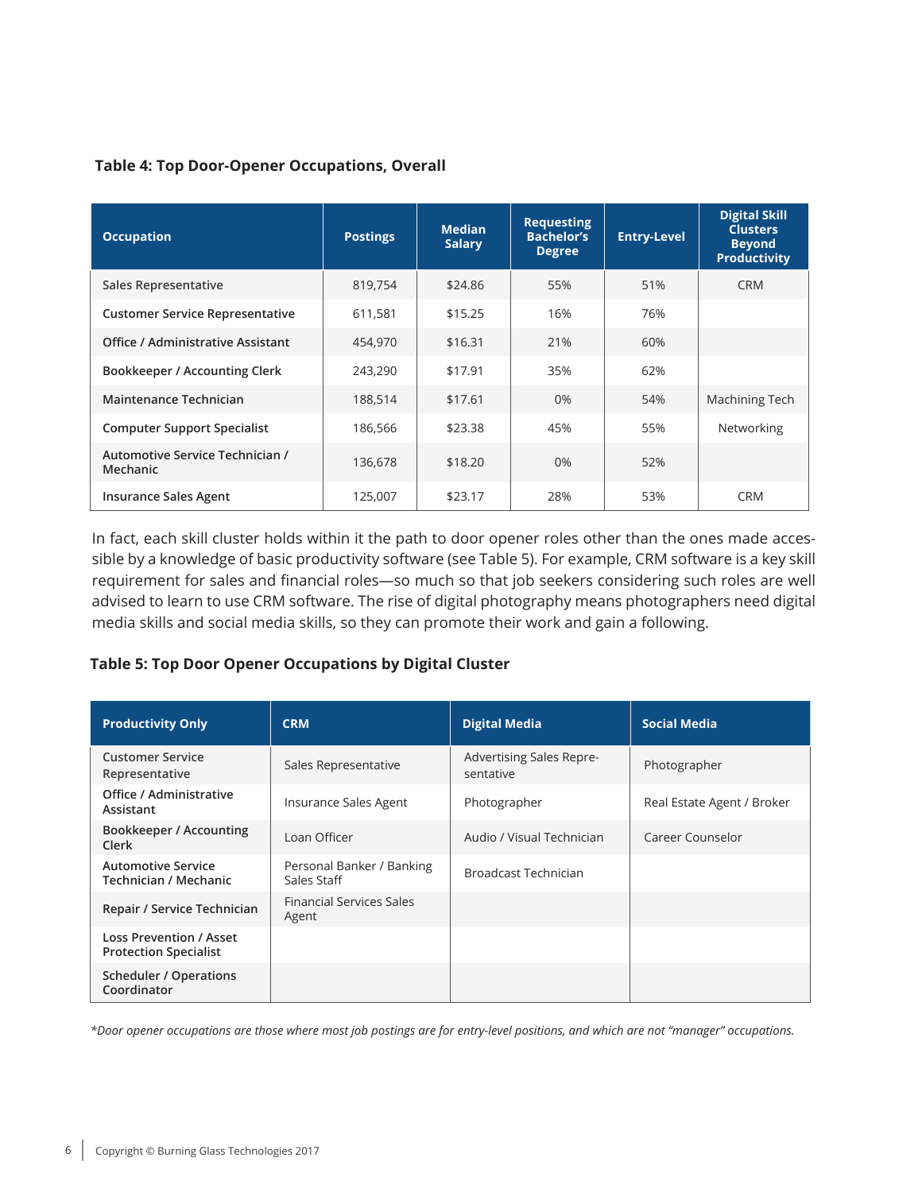**Table 4: Top Door-Opener Occupations, Overall**

| Occupation | Postings | Median Salary | Requesting Bachelor's Degree | Entry-Level | Digital Skill Clusters Beyond Productivity |
|---|---|---|---|---|---|
| Sales Representative | 819,754 | $24.86 | 55% | 51% | CRM |
| Customer Service Representative | 611,581 | $15.25 | 16% | 76% | |
| Office / Administrative Assistant | 454,970 | $16.31 | 21% | 60% | |
| Bookkeeper / Accounting Clerk | 243,290 | $17.91 | 35% | 62% | |
| Maintenance Technician | 188,514 | $17.61 | 0% | 54% | Machining Tech |
| Computer Support Specialist | 186,566 | $23.38 | 45% | 55% | Networking |
| Automotive Service Technician / Mechanic | 136,678 | $18.20 | 0% | 52% | |
| Insurance Sales Agent | 125,007 | $23.17 | 28% | 53% | CRM |

In fact, each skill cluster holds within it the path to door opener roles other than the ones made accessible by a knowledge of basic productivity software (see Table 5). For example, CRM software is a key skill requirement for sales and financial roles—so much so that job seekers considering such roles are well advised to learn to use CRM software. The rise of digital photography means photographers need digital media skills and social media skills, so they can promote their work and gain a following.

**Table 5: Top Door Opener Occupations by Digital Cluster**

| Productivity Only | CRM | Digital Media | Social Media |
|---|---|---|---|
| Customer Service Representative | Sales Representative | Advertising Sales Representative | Photographer |
| Office / Administrative Assistant | Insurance Sales Agent | Photographer | Real Estate Agent / Broker |
| Bookkeeper / Accounting Clerk | Loan Officer | Audio / Visual Technician | Career Counselor |
| Automotive Service Technician / Mechanic | Personal Banker / Banking Sales Staff | Broadcast Technician | |
| Repair / Service Technician | Financial Services Sales Agent | | |
| Loss Prevention / Asset Protection Specialist | | | |
| Scheduler / Operations Coordinator | | | |

*\*Door opener occupations are those where most job postings are for entry-level positions, and which are not "manager" occupations.*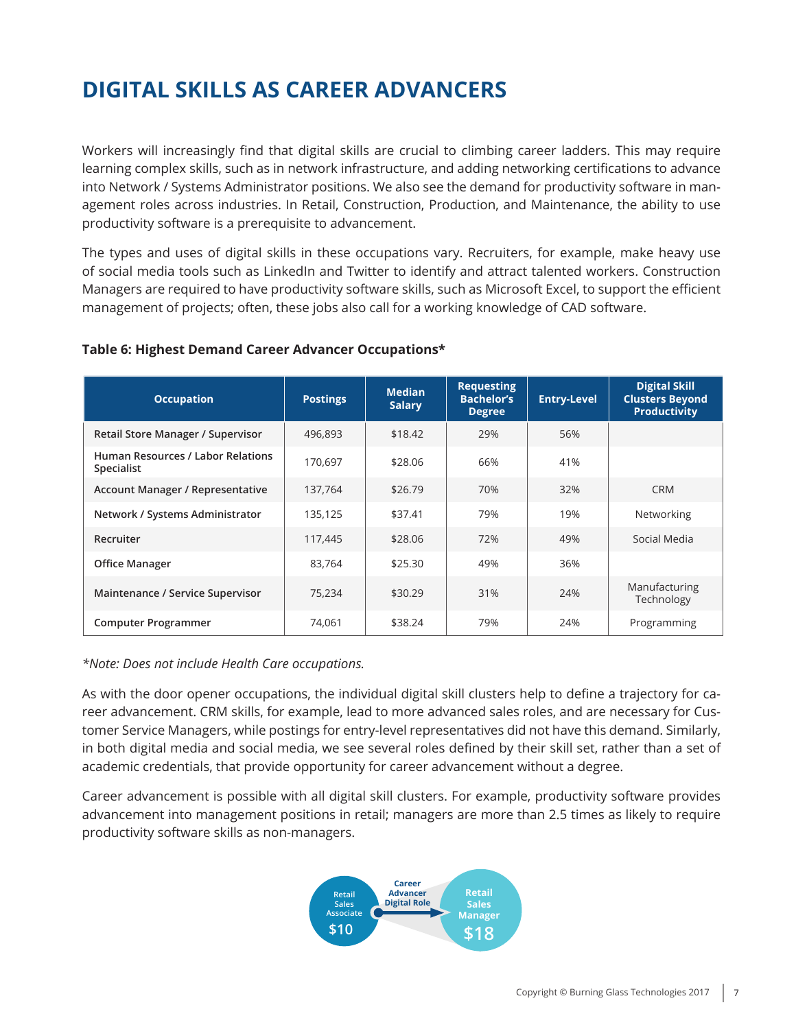# DIGITAL SKILLS AS CAREER ADVANCERS

Workers will increasingly find that digital skills are crucial to climbing career ladders. This may require learning complex skills, such as in network infrastructure, and adding networking certifications to advance into Network / Systems Administrator positions. We also see the demand for productivity software in management roles across industries. In Retail, Construction, Production, and Maintenance, the ability to use productivity software is a prerequisite to advancement.

The types and uses of digital skills in these occupations vary. Recruiters, for example, make heavy use of social media tools such as LinkedIn and Twitter to identify and attract talented workers. Construction Managers are required to have productivity software skills, such as Microsoft Excel, to support the efficient management of projects; often, these jobs also call for a working knowledge of CAD software.

**Table 6: Highest Demand Career Advancer Occupations***

| Occupation | Postings | Median Salary | Requesting Bachelor's Degree | Entry-Level | Digital Skill Clusters Beyond Productivity |
|---|---|---|---|---|---|
| Retail Store Manager / Supervisor | 496,893 | $18.42 | 29% | 56% | |
| Human Resources / Labor Relations Specialist | 170,697 | $28.06 | 66% | 41% | |
| Account Manager / Representative | 137,764 | $26.79 | 70% | 32% | CRM |
| Network / Systems Administrator | 135,125 | $37.41 | 79% | 19% | Networking |
| Recruiter | 117,445 | $28.06 | 72% | 49% | Social Media |
| Office Manager | 83,764 | $25.30 | 49% | 36% | |
| Maintenance / Service Supervisor | 75,234 | $30.29 | 31% | 24% | Manufacturing Technology |
| Computer Programmer | 74,061 | $38.24 | 79% | 24% | Programming |

*\*Note: Does not include Health Care occupations.*

As with the door opener occupations, the individual digital skill clusters help to define a trajectory for career advancement. CRM skills, for example, lead to more advanced sales roles, and are necessary for Customer Service Managers, while postings for entry-level representatives did not have this demand. Similarly, in both digital media and social media, we see several roles defined by their skill set, rather than a set of academic credentials, that provide opportunity for career advancement without a degree.

Career advancement is possible with all digital skill clusters. For example, productivity software provides advancement into management positions in retail; managers are more than 2.5 times as likely to require productivity software skills as non-managers.

Retail Sales Associate $10 → Career Advancer Digital Role → Retail Sales Manager $18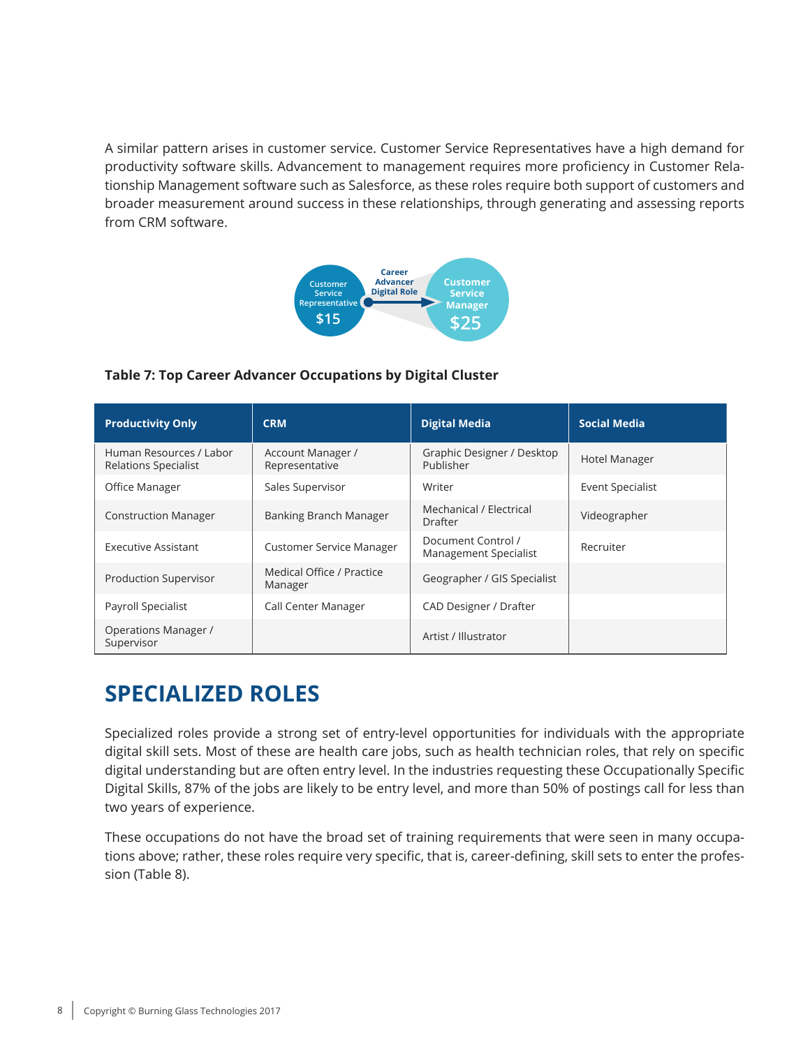A similar pattern arises in customer service. Customer Service Representatives have a high demand for productivity software skills. Advancement to management requires more proficiency in Customer Relationship Management software such as Salesforce, as these roles require both support of customers and broader measurement around success in these relationships, through generating and assessing reports from CRM software.

Customer Service Representative $15 → Career Advancer Digital Role → Customer Service Manager $25

**Table 7: Top Career Advancer Occupations by Digital Cluster**

| Productivity Only | CRM | Digital Media | Social Media |
|---|---|---|---|
| Human Resources / Labor Relations Specialist | Account Manager / Representative | Graphic Designer / Desktop Publisher | Hotel Manager |
| Office Manager | Sales Supervisor | Writer | Event Specialist |
| Construction Manager | Banking Branch Manager | Mechanical / Electrical Drafter | Videographer |
| Executive Assistant | Customer Service Manager | Document Control / Management Specialist | Recruiter |
| Production Supervisor | Medical Office / Practice Manager | Geographer / GIS Specialist | |
| Payroll Specialist | Call Center Manager | CAD Designer / Drafter | |
| Operations Manager / Supervisor | | Artist / Illustrator | |

## SPECIALIZED ROLES

Specialized roles provide a strong set of entry-level opportunities for individuals with the appropriate digital skill sets. Most of these are health care jobs, such as health technician roles, that rely on specific digital understanding but are often entry level. In the industries requesting these Occupationally Specific Digital Skills, 87% of the jobs are likely to be entry level, and more than 50% of postings call for less than two years of experience.

These occupations do not have the broad set of training requirements that were seen in many occupations above; rather, these roles require very specific, that is, career-defining, skill sets to enter the profession (Table 8).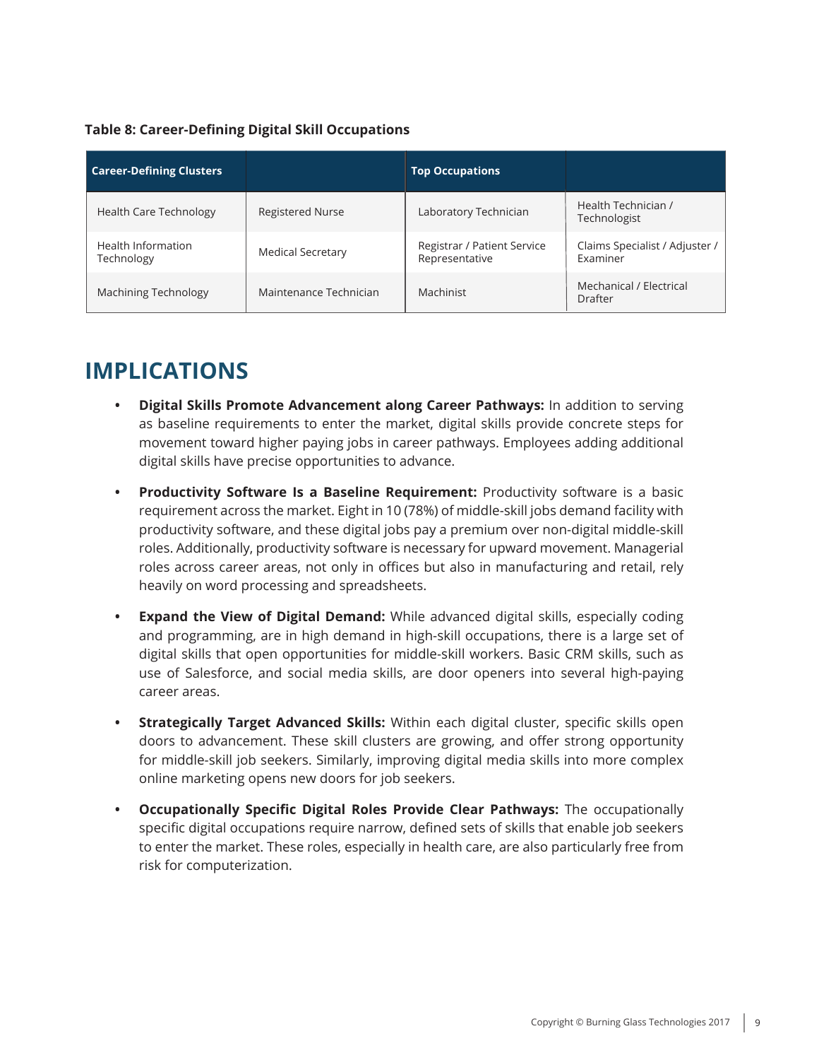**Table 8: Career-Defining Digital Skill Occupations**

| Career-Defining Clusters | | Top Occupations | |
|---|---|---|---|
| Health Care Technology | Registered Nurse | Laboratory Technician | Health Technician / Technologist |
| Health Information Technology | Medical Secretary | Registrar / Patient Service Representative | Claims Specialist / Adjuster / Examiner |
| Machining Technology | Maintenance Technician | Machinist | Mechanical / Electrical Drafter |

# IMPLICATIONS

- **Digital Skills Promote Advancement along Career Pathways:** In addition to serving as baseline requirements to enter the market, digital skills provide concrete steps for movement toward higher paying jobs in career pathways. Employees adding additional digital skills have precise opportunities to advance.
- **Productivity Software Is a Baseline Requirement:** Productivity software is a basic requirement across the market. Eight in 10 (78%) of middle-skill jobs demand facility with productivity software, and these digital jobs pay a premium over non-digital middle-skill roles. Additionally, productivity software is necessary for upward movement. Managerial roles across career areas, not only in offices but also in manufacturing and retail, rely heavily on word processing and spreadsheets.
- **Expand the View of Digital Demand:** While advanced digital skills, especially coding and programming, are in high demand in high-skill occupations, there is a large set of digital skills that open opportunities for middle-skill workers. Basic CRM skills, such as use of Salesforce, and social media skills, are door openers into several high-paying career areas.
- **Strategically Target Advanced Skills:** Within each digital cluster, specific skills open doors to advancement. These skill clusters are growing, and offer strong opportunity for middle-skill job seekers. Similarly, improving digital media skills into more complex online marketing opens new doors for job seekers.
- **Occupationally Specific Digital Roles Provide Clear Pathways:** The occupationally specific digital occupations require narrow, defined sets of skills that enable job seekers to enter the market. These roles, especially in health care, are also particularly free from risk for computerization.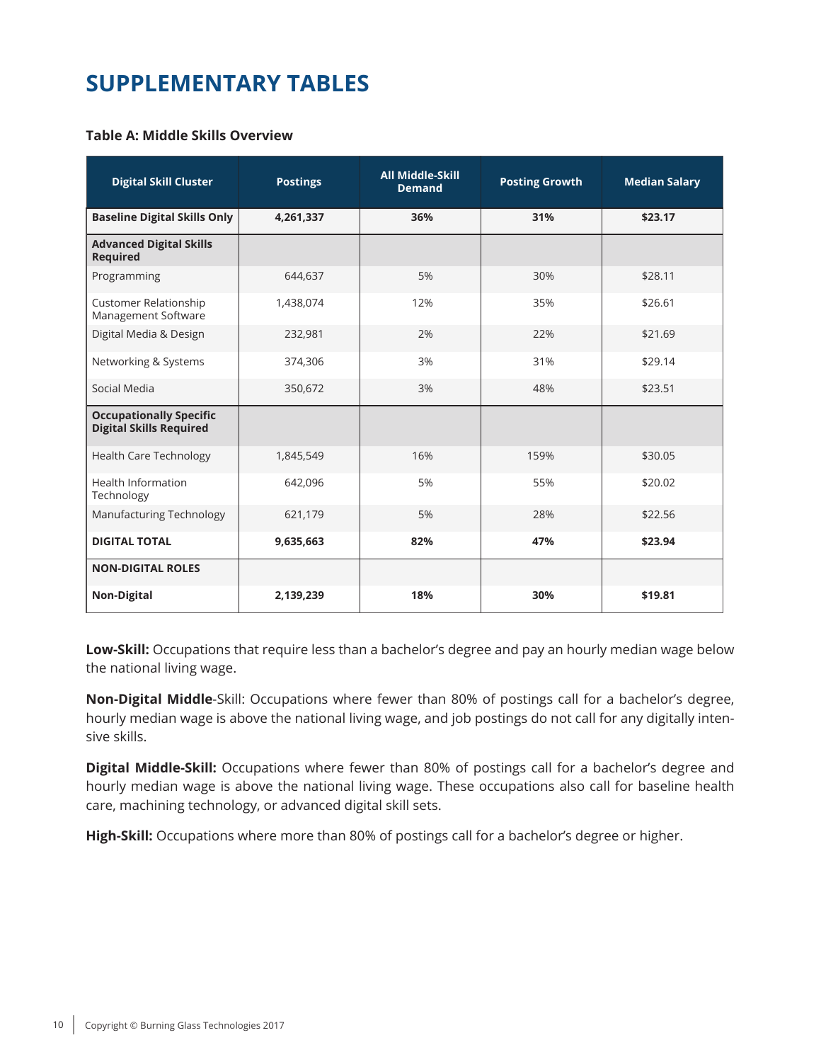# SUPPLEMENTARY TABLES

**Table A: Middle Skills Overview**

| Digital Skill Cluster | Postings | All Middle-Skill Demand | Posting Growth | Median Salary |
|---|---|---|---|---|
| **Baseline Digital Skills Only** | **4,261,337** | **36%** | **31%** | **$23.17** |
| **Advanced Digital Skills Required** | | | | |
| Programming | 644,637 | 5% | 30% | $28.11 |
| Customer Relationship Management Software | 1,438,074 | 12% | 35% | $26.61 |
| Digital Media & Design | 232,981 | 2% | 22% | $21.69 |
| Networking & Systems | 374,306 | 3% | 31% | $29.14 |
| Social Media | 350,672 | 3% | 48% | $23.51 |
| **Occupationally Specific Digital Skills Required** | | | | |
| Health Care Technology | 1,845,549 | 16% | 159% | $30.05 |
| Health Information Technology | 642,096 | 5% | 55% | $20.02 |
| Manufacturing Technology | 621,179 | 5% | 28% | $22.56 |
| **DIGITAL TOTAL** | **9,635,663** | **82%** | **47%** | **$23.94** |
| **NON-DIGITAL ROLES** | | | | |
| **Non-Digital** | **2,139,239** | **18%** | **30%** | **$19.81** |

**Low-Skill:** Occupations that require less than a bachelor's degree and pay an hourly median wage below the national living wage.

**Non-Digital Middle**-Skill: Occupations where fewer than 80% of postings call for a bachelor's degree, hourly median wage is above the national living wage, and job postings do not call for any digitally intensive skills.

**Digital Middle-Skill:** Occupations where fewer than 80% of postings call for a bachelor's degree and hourly median wage is above the national living wage. These occupations also call for baseline health care, machining technology, or advanced digital skill sets.

**High-Skill:** Occupations where more than 80% of postings call for a bachelor's degree or higher.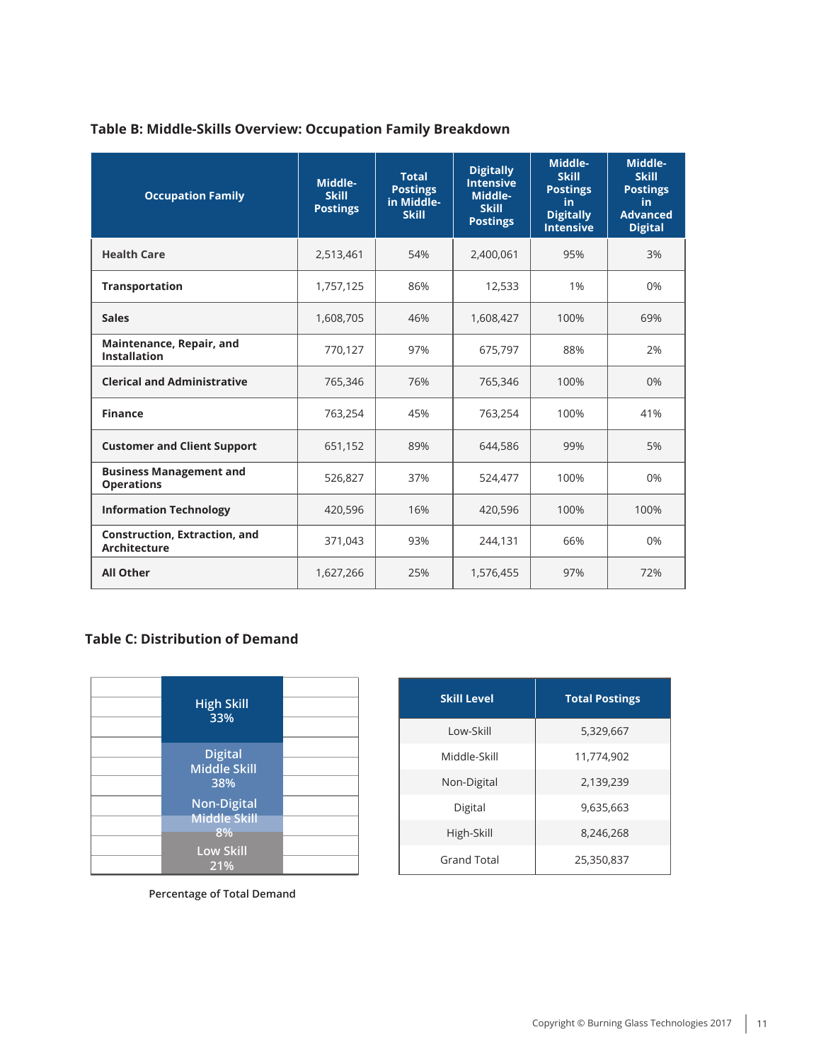### Table B: Middle-Skills Overview: Occupation Family Breakdown

| Occupation Family | Middle-Skill Postings | Total Postings in Middle-Skill | Digitally Intensive Middle-Skill Postings | Middle-Skill Postings in Digitally Intensive | Middle-Skill Postings in Advanced Digital |
|---|---|---|---|---|---|
| **Health Care** | 2,513,461 | 54% | 2,400,061 | 95% | 3% |
| **Transportation** | 1,757,125 | 86% | 12,533 | 1% | 0% |
| **Sales** | 1,608,705 | 46% | 1,608,427 | 100% | 69% |
| **Maintenance, Repair, and Installation** | 770,127 | 97% | 675,797 | 88% | 2% |
| **Clerical and Administrative** | 765,346 | 76% | 765,346 | 100% | 0% |
| **Finance** | 763,254 | 45% | 763,254 | 100% | 41% |
| **Customer and Client Support** | 651,152 | 89% | 644,586 | 99% | 5% |
| **Business Management and Operations** | 526,827 | 37% | 524,477 | 100% | 0% |
| **Information Technology** | 420,596 | 16% | 420,596 | 100% | 100% |
| **Construction, Extraction, and Architecture** | 371,043 | 93% | 244,131 | 66% | 0% |
| **All Other** | 1,627,266 | 25% | 1,576,455 | 97% | 72% |

### Table C: Distribution of Demand

| Percentage of Total Demand | |
|---|---|
| High Skill | 33% |
| Digital Middle Skill | 38% |
| Non-Digital Middle Skill | 8% |
| Low Skill | 21% |

Percentage of Total Demand

| Skill Level | Total Postings |
|---|---|
| Low-Skill | 5,329,667 |
| Middle-Skill | 11,774,902 |
| Non-Digital | 2,139,239 |
| Digital | 9,635,663 |
| High-Skill | 8,246,268 |
| Grand Total | 25,350,837 |

Copyright © Burning Glass Technologies 2017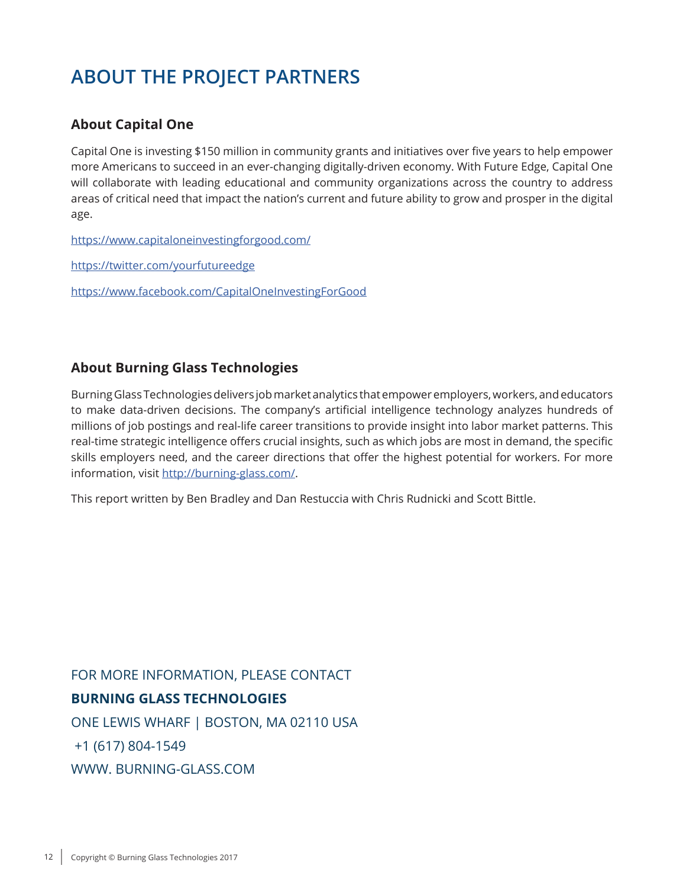# ABOUT THE PROJECT PARTNERS

## About Capital One

Capital One is investing $150 million in community grants and initiatives over five years to help empower more Americans to succeed in an ever-changing digitally-driven economy. With Future Edge, Capital One will collaborate with leading educational and community organizations across the country to address areas of critical need that impact the nation's current and future ability to grow and prosper in the digital age.

https://www.capitaloneinvestingforgood.com/

https://twitter.com/yourfutureedge

https://www.facebook.com/CapitalOneInvestingForGood

## About Burning Glass Technologies

Burning Glass Technologies delivers job market analytics that empower employers, workers, and educators to make data-driven decisions. The company's artificial intelligence technology analyzes hundreds of millions of job postings and real-life career transitions to provide insight into labor market patterns. This real-time strategic intelligence offers crucial insights, such as which jobs are most in demand, the specific skills employers need, and the career directions that offer the highest potential for workers. For more information, visit http://burning-glass.com/.

This report written by Ben Bradley and Dan Restuccia with Chris Rudnicki and Scott Bittle.

FOR MORE INFORMATION, PLEASE CONTACT

**BURNING GLASS TECHNOLOGIES**

ONE LEWIS WHARF | BOSTON, MA 02110 USA

+1 (617) 804-1549

WWW. BURNING-GLASS.COM

Copyright © Burning Glass Technologies 2017